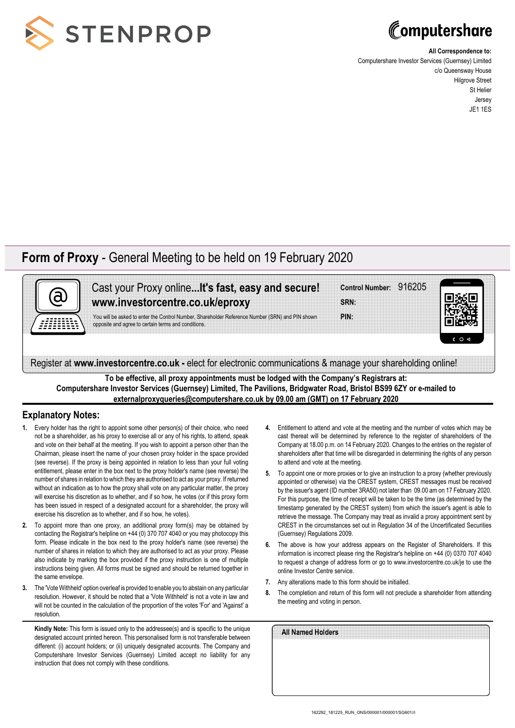STENPROP

Computershare

**All Correspondence to:**
Computershare Investor Services (Guernsey) Limited
c/o Queensway House
Hilgrove Street
St Helier
Jersey
JE1 1ES

# Form of Proxy - General Meeting to be held on 19 February 2020

Cast your Proxy online...**It's fast, easy and secure!**
**www.investorcentre.co.uk/eproxy**

You will be asked to enter the Control Number, Shareholder Reference Number (SRN) and PIN shown opposite and agree to certain terms and conditions.

**Control Number:** 916205
**SRN:**
**PIN:**

Register at **www.investorcentre.co.uk** - elect for electronic communications & manage your shareholding online!

**To be effective, all proxy appointments must be lodged with the Company's Registrars at: Computershare Investor Services (Guernsey) Limited, The Pavilions, Bridgwater Road, Bristol BS99 6ZY or e-mailed to externalproxyqueries@computershare.co.uk by 09.00 am (GMT) on 17 February 2020**

## Explanatory Notes:

1. Every holder has the right to appoint some other person(s) of their choice, who need not be a shareholder, as his proxy to exercise all or any of his rights, to attend, speak and vote on their behalf at the meeting. If you wish to appoint a person other than the Chairman, please insert the name of your chosen proxy holder in the space provided (see reverse). If the proxy is being appointed in relation to less than your full voting entitlement, please enter in the box next to the proxy holder's name (see reverse) the number of shares in relation to which they are authorised to act as your proxy. If returned without an indication as to how the proxy shall vote on any particular matter, the proxy will exercise his discretion as to whether, and if so how, he votes (or if this proxy form has been issued in respect of a designated account for a shareholder, the proxy will exercise his discretion as to whether, and if so how, he votes).
2. To appoint more than one proxy, an additional proxy form(s) may be obtained by contacting the Registrar's helpline on +44 (0) 370 707 4040 or you may photocopy this form. Please indicate in the box next to the proxy holder's name (see reverse) the number of shares in relation to which they are authorised to act as your proxy. Please also indicate by marking the box provided if the proxy instruction is one of multiple instructions being given. All forms must be signed and should be returned together in the same envelope.
3. The 'Vote Withheld' option overleaf is provided to enable you to abstain on any particular resolution. However, it should be noted that a 'Vote Withheld' is not a vote in law and will not be counted in the calculation of the proportion of the votes 'For' and 'Against' a resolution.
4. Entitlement to attend and vote at the meeting and the number of votes which may be cast thereat will be determined by reference to the register of shareholders of the Company at 18.00 p.m. on 14 February 2020. Changes to the entries on the register of shareholders after that time will be disregarded in determining the rights of any person to attend and vote at the meeting.
5. To appoint one or more proxies or to give an instruction to a proxy (whether previously appointed or otherwise) via the CREST system, CREST messages must be received by the issuer's agent (ID number 3RA50) not later than 09.00 am on 17 February 2020. For this purpose, the time of receipt will be taken to be the time (as determined by the timestamp generated by the CREST system) from which the issuer's agent is able to retrieve the message. The Company may treat as invalid a proxy appointment sent by CREST in the circumstances set out in Regulation 34 of the Uncertificated Securities (Guernsey) Regulations 2009.
6. The above is how your address appears on the Register of Shareholders. If this information is incorrect please ring the Registrar's helpline on +44 (0) 0370 707 4040 to request a change of address form or go to www.investorcentre.co.uk/je to use the online Investor Centre service.
7. Any alterations made to this form should be initialled.
8. The completion and return of this form will not preclude a shareholder from attending the meeting and voting in person.

**Kindly Note:** This form is issued only to the addressee(s) and is specific to the unique designated account printed hereon. This personalised form is not transferable between different: (i) account holders; or (ii) uniquely designated accounts. The Company and Computershare Investor Services (Guernsey) Limited accept no liability for any instruction that does not comply with these conditions.

**All Named Holders**

162292_181225_RUN_ONS/000001/000001/SG601//i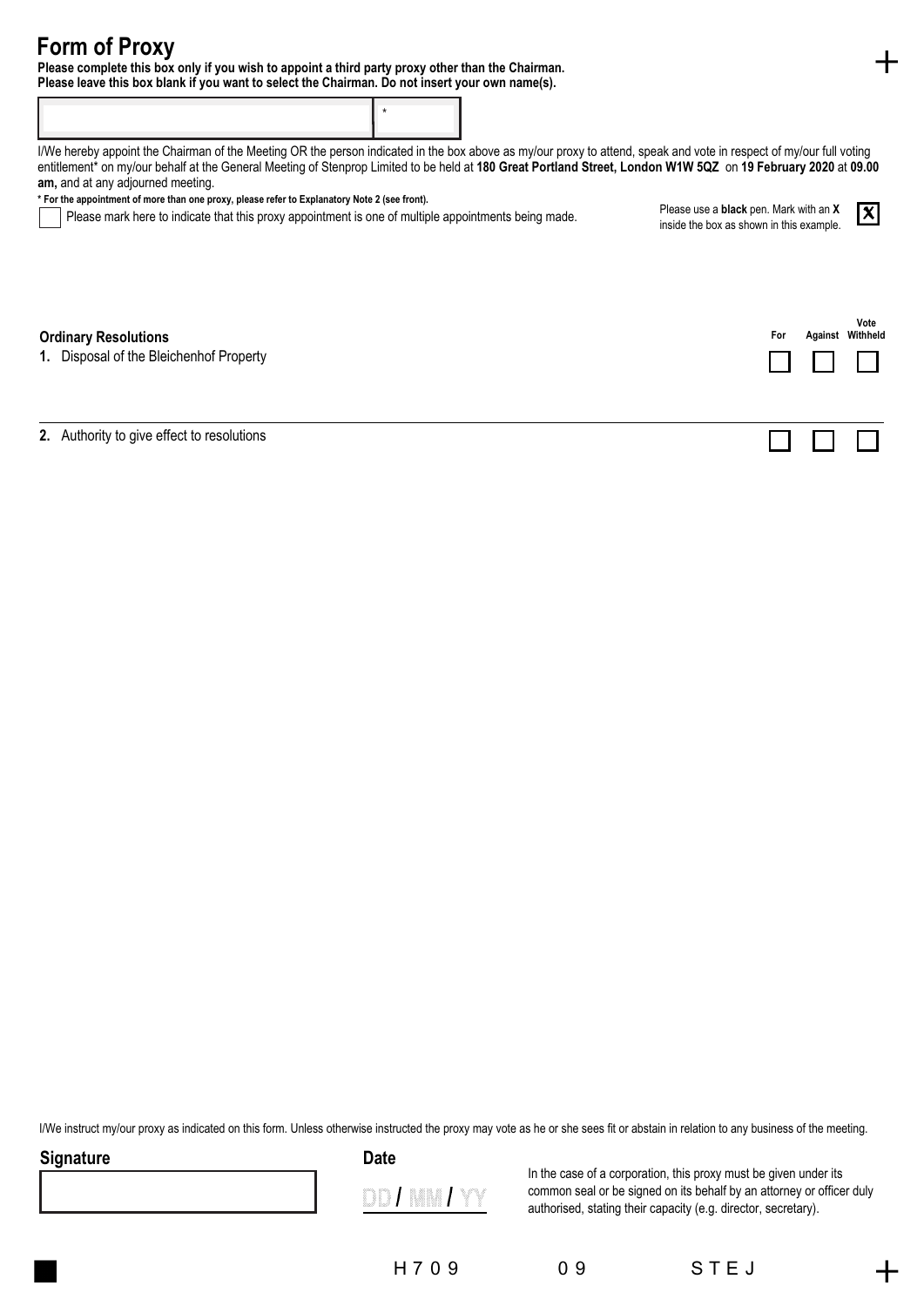# Form of Proxy

**Please complete this box only if you wish to appoint a third party proxy other than the Chairman.**
**Please leave this box blank if you want to select the Chairman. Do not insert your own name(s).**

| | * |
|---|---|

I/We hereby appoint the Chairman of the Meeting OR the person indicated in the box above as my/our proxy to attend, speak and vote in respect of my/our full voting entitlement* on my/our behalf at the General Meeting of Stenprop Limited to be held at **180 Great Portland Street, London W1W 5QZ** on **19 February 2020** at **09.00 am,** and at any adjourned meeting.

**\* For the appointment of more than one proxy, please refer to Explanatory Note 2 (see front).**

☐ Please mark here to indicate that this proxy appointment is one of multiple appointments being made.

Please use a **black** pen. Mark with an **X** inside the box as shown in this example. ☒

| **Ordinary Resolutions** | For | Against | Vote Withheld |
|---|---|---|---|
| **1.** Disposal of the Bleichenhof Property | ☐ | ☐ | ☐ |
| **2.** Authority to give effect to resolutions | ☐ | ☐ | ☐ |

I/We instruct my/our proxy as indicated on this form. Unless otherwise instructed the proxy may vote as he or she sees fit or abstain in relation to any business of the meeting.

**Signature**

**Date**

DD / MM / YY

In the case of a corporation, this proxy must be given under its common seal or be signed on its behalf by an attorney or officer duly authorised, stating their capacity (e.g. director, secretary).

H 7 0 9 0 9 S T E J